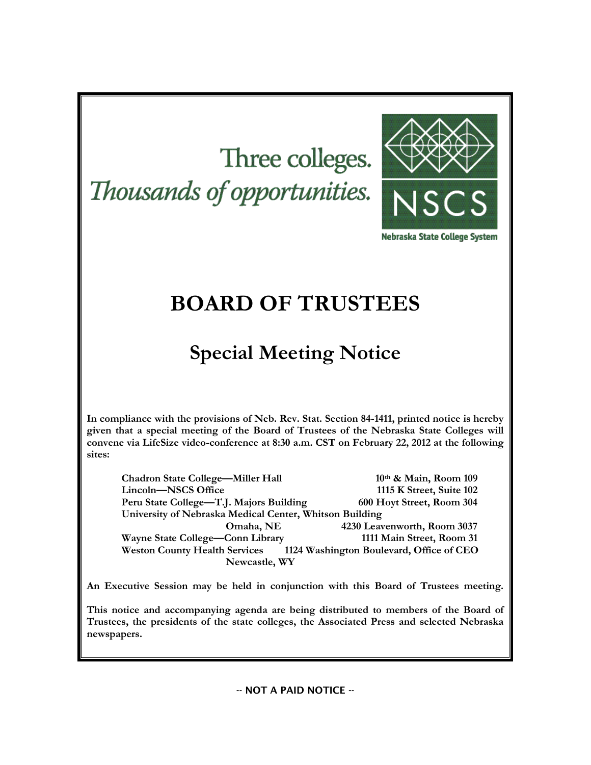Three colleges.
*Thousands of opportunities.*

NSCS

Nebraska State College System

# BOARD OF TRUSTEES

## Special Meeting Notice

**In compliance with the provisions of Neb. Rev. Stat. Section 84-1411, printed notice is hereby given that a special meeting of the Board of Trustees of the Nebraska State Colleges will convene via LifeSize video-conference at 8:30 a.m. CST on February 22, 2012 at the following sites:**

| | |
|---|---|
| **Chadron State College—Miller Hall** | **10th & Main, Room 109** |
| **Lincoln—NSCS Office** | **1115 K Street, Suite 102** |
| **Peru State College—T.J. Majors Building** | **600 Hoyt Street, Room 304** |
| **University of Nebraska Medical Center, Whitson Building, Omaha, NE** | **4230 Leavenworth, Room 3037** |
| **Wayne State College—Conn Library** | **1111 Main Street, Room 31** |
| **Weston County Health Services, Newcastle, WY** | **1124 Washington Boulevard, Office of CEO** |

**An Executive Session may be held in conjunction with this Board of Trustees meeting.**

**This notice and accompanying agenda are being distributed to members of the Board of Trustees, the presidents of the state colleges, the Associated Press and selected Nebraska newspapers.**

-- NOT A PAID NOTICE --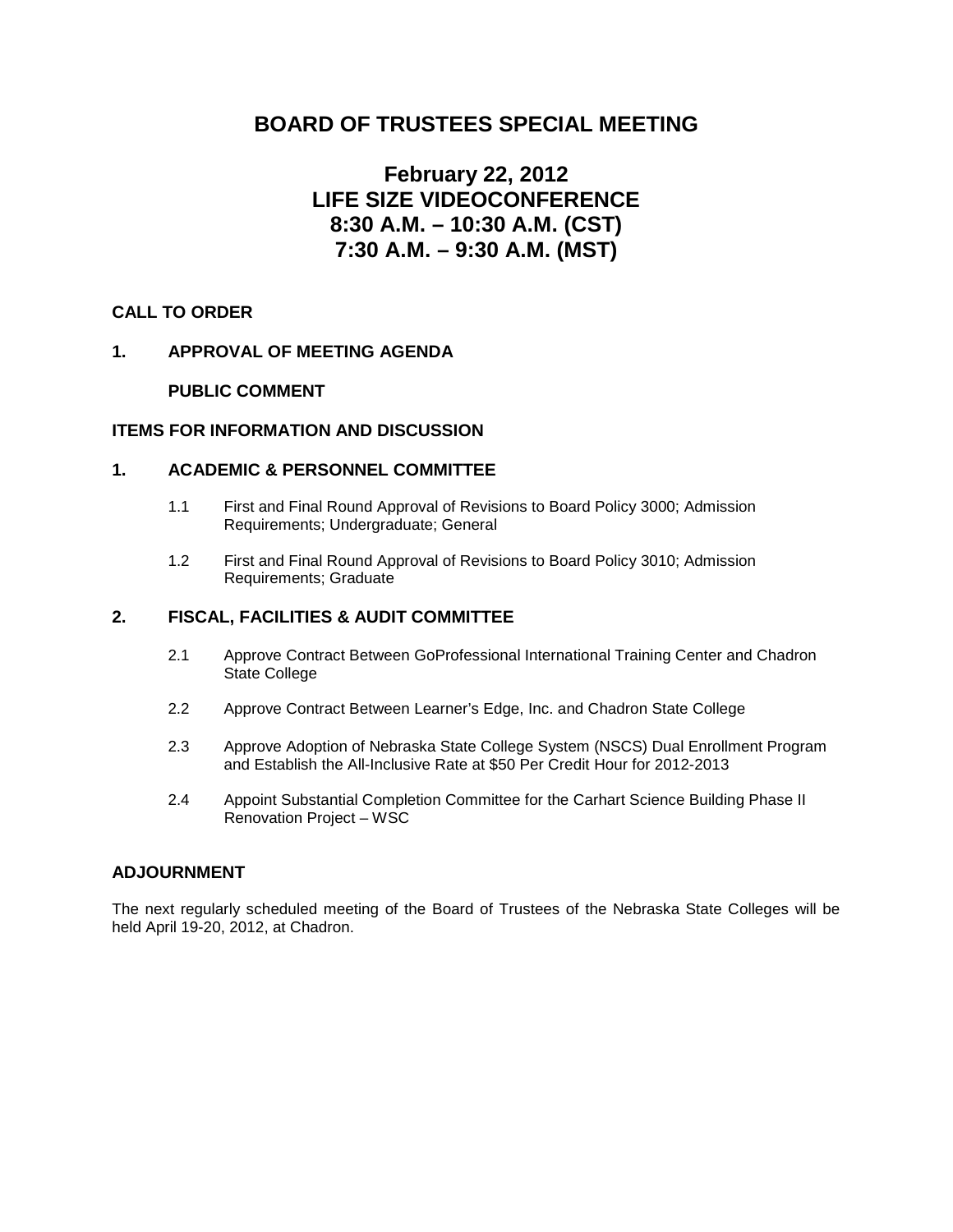# BOARD OF TRUSTEES SPECIAL MEETING

## February 22, 2012
## LIFE SIZE VIDEOCONFERENCE
## 8:30 A.M. – 10:30 A.M. (CST)
## 7:30 A.M. – 9:30 A.M. (MST)

**CALL TO ORDER**

**1. APPROVAL OF MEETING AGENDA**

**PUBLIC COMMENT**

**ITEMS FOR INFORMATION AND DISCUSSION**

**1. ACADEMIC & PERSONNEL COMMITTEE**

1.1 First and Final Round Approval of Revisions to Board Policy 3000; Admission Requirements; Undergraduate; General

1.2 First and Final Round Approval of Revisions to Board Policy 3010; Admission Requirements; Graduate

**2. FISCAL, FACILITIES & AUDIT COMMITTEE**

2.1 Approve Contract Between GoProfessional International Training Center and Chadron State College

2.2 Approve Contract Between Learner's Edge, Inc. and Chadron State College

2.3 Approve Adoption of Nebraska State College System (NSCS) Dual Enrollment Program and Establish the All-Inclusive Rate at $50 Per Credit Hour for 2012-2013

2.4 Appoint Substantial Completion Committee for the Carhart Science Building Phase II Renovation Project – WSC

**ADJOURNMENT**

The next regularly scheduled meeting of the Board of Trustees of the Nebraska State Colleges will be held April 19-20, 2012, at Chadron.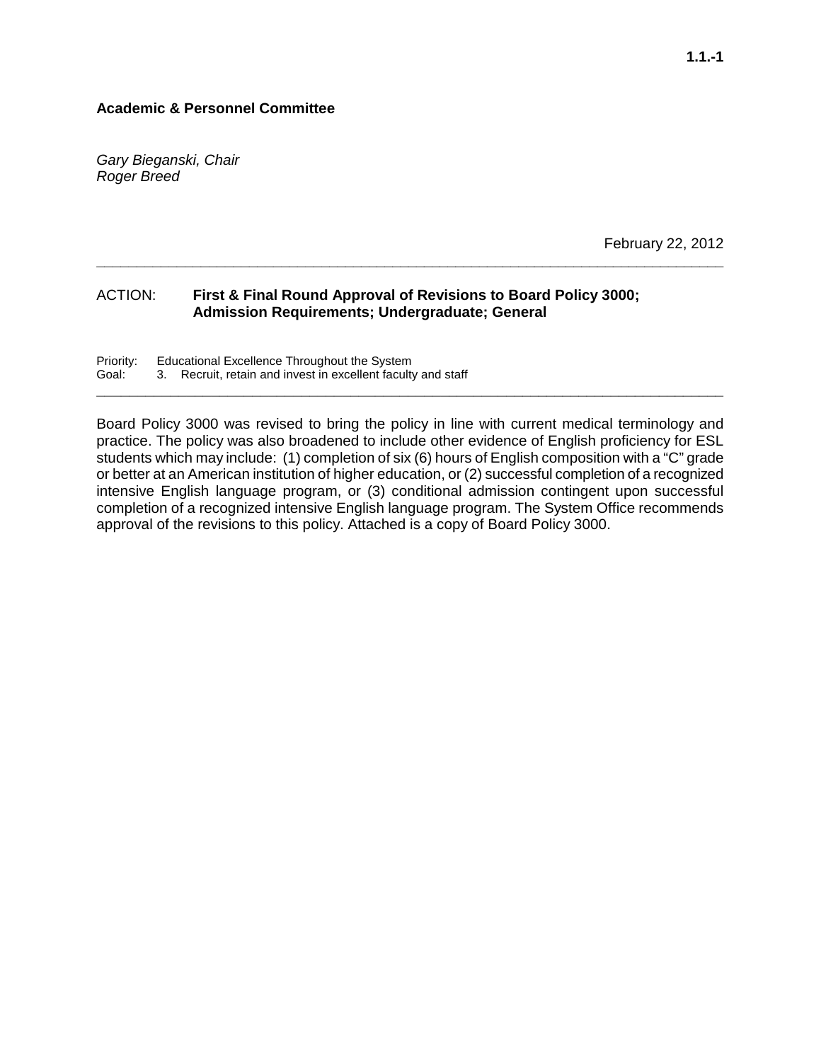**1.1.-1**

**Academic & Personnel Committee**

*Gary Bieganski, Chair*
*Roger Breed*

February 22, 2012

---

ACTION: **First & Final Round Approval of Revisions to Board Policy 3000; Admission Requirements; Undergraduate; General**

Priority: Educational Excellence Throughout the System
Goal: 3. Recruit, retain and invest in excellent faculty and staff

---

Board Policy 3000 was revised to bring the policy in line with current medical terminology and practice. The policy was also broadened to include other evidence of English proficiency for ESL students which may include: (1) completion of six (6) hours of English composition with a "C" grade or better at an American institution of higher education, or (2) successful completion of a recognized intensive English language program, or (3) conditional admission contingent upon successful completion of a recognized intensive English language program. The System Office recommends approval of the revisions to this policy. Attached is a copy of Board Policy 3000.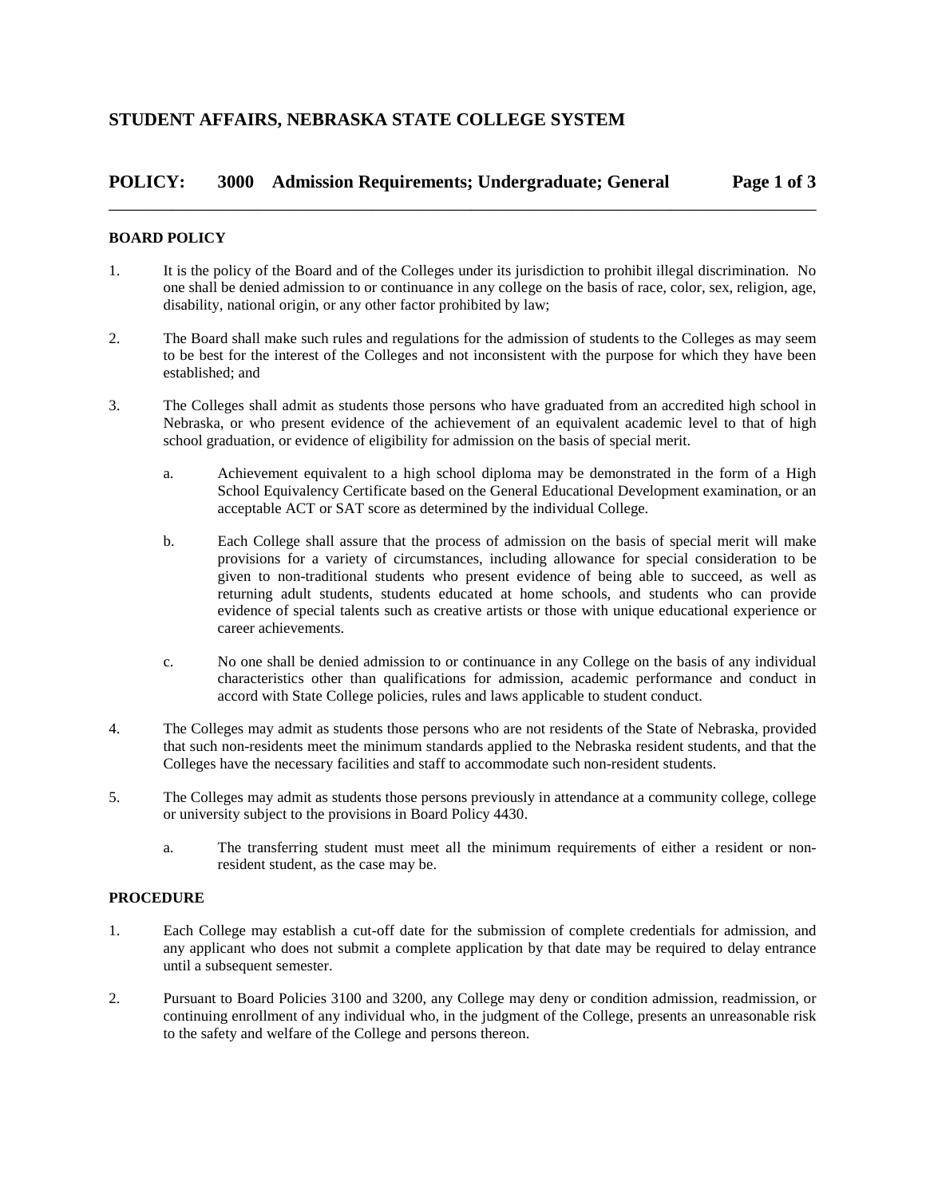## STUDENT AFFAIRS, NEBRASKA STATE COLLEGE SYSTEM

## POLICY: 3000 Admission Requirements; Undergraduate; General

### BOARD POLICY

1. It is the policy of the Board and of the Colleges under its jurisdiction to prohibit illegal discrimination. No one shall be denied admission to or continuance in any college on the basis of race, color, sex, religion, age, disability, national origin, or any other factor prohibited by law;

2. The Board shall make such rules and regulations for the admission of students to the Colleges as may seem to be best for the interest of the Colleges and not inconsistent with the purpose for which they have been established; and

3. The Colleges shall admit as students those persons who have graduated from an accredited high school in Nebraska, or who present evidence of the achievement of an equivalent academic level to that of high school graduation, or evidence of eligibility for admission on the basis of special merit.

   a. Achievement equivalent to a high school diploma may be demonstrated in the form of a High School Equivalency Certificate based on the General Educational Development examination, or an acceptable ACT or SAT score as determined by the individual College.

   b. Each College shall assure that the process of admission on the basis of special merit will make provisions for a variety of circumstances, including allowance for special consideration to be given to non-traditional students who present evidence of being able to succeed, as well as returning adult students, students educated at home schools, and students who can provide evidence of special talents such as creative artists or those with unique educational experience or career achievements.

   c. No one shall be denied admission to or continuance in any College on the basis of any individual characteristics other than qualifications for admission, academic performance and conduct in accord with State College policies, rules and laws applicable to student conduct.

4. The Colleges may admit as students those persons who are not residents of the State of Nebraska, provided that such non-residents meet the minimum standards applied to the Nebraska resident students, and that the Colleges have the necessary facilities and staff to accommodate such non-resident students.

5. The Colleges may admit as students those persons previously in attendance at a community college, college or university subject to the provisions in Board Policy 4430.

   a. The transferring student must meet all the minimum requirements of either a resident or non-resident student, as the case may be.

### PROCEDURE

1. Each College may establish a cut-off date for the submission of complete credentials for admission, and any applicant who does not submit a complete application by that date may be required to delay entrance until a subsequent semester.

2. Pursuant to Board Policies 3100 and 3200, any College may deny or condition admission, readmission, or continuing enrollment of any individual who, in the judgment of the College, presents an unreasonable risk to the safety and welfare of the College and persons thereon.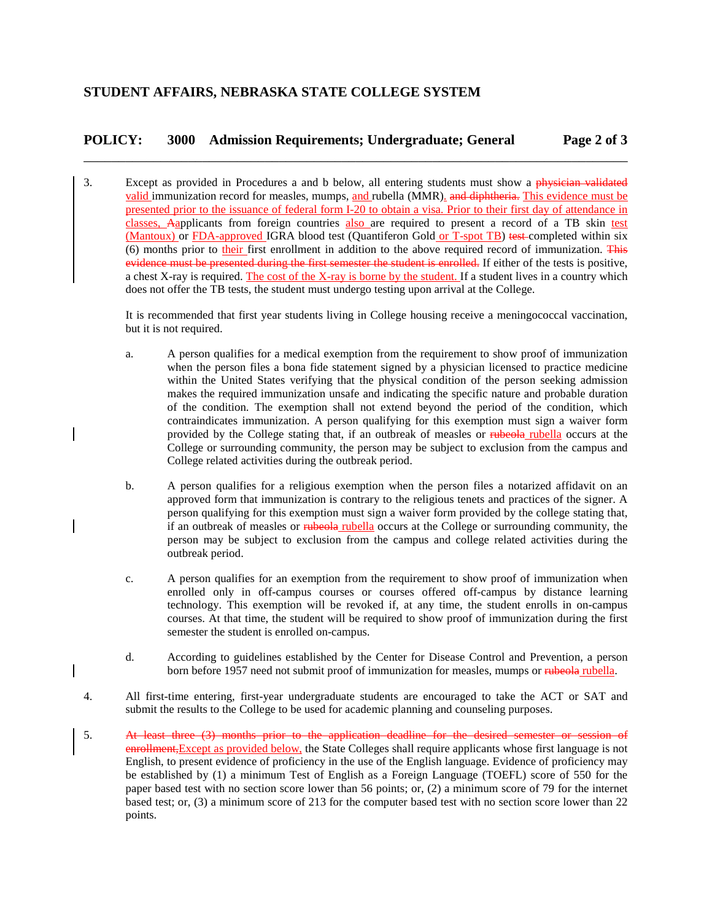3. Except as provided in Procedures a and b below, all entering students must show a ~~physician validated~~ valid immunization record for measles, mumps, and rubella (MMR). ~~and diphtheria.~~ This evidence must be presented prior to the issuance of federal form I-20 to obtain a visa. Prior to their first day of attendance in classes, ~~A~~applicants from foreign countries also are required to present a record of a TB skin test (Mantoux) or FDA-approved IGRA blood test (Quantiferon Gold or T-spot TB) ~~test~~ completed within six (6) months prior to their first enrollment in addition to the above required record of immunization. ~~This evidence must be presented during the first semester the student is enrolled.~~ If either of the tests is positive, a chest X-ray is required. The cost of the X-ray is borne by the student. If a student lives in a country which does not offer the TB tests, the student must undergo testing upon arrival at the College.

   It is recommended that first year students living in College housing receive a meningococcal vaccination, but it is not required.

   a. A person qualifies for a medical exemption from the requirement to show proof of immunization when the person files a bona fide statement signed by a physician licensed to practice medicine within the United States verifying that the physical condition of the person seeking admission makes the required immunization unsafe and indicating the specific nature and probable duration of the condition. The exemption shall not extend beyond the period of the condition, which contraindicates immunization. A person qualifying for this exemption must sign a waiver form provided by the College stating that, if an outbreak of measles or ~~rubeola~~ rubella occurs at the College or surrounding community, the person may be subject to exclusion from the campus and College related activities during the outbreak period.

   b. A person qualifies for a religious exemption when the person files a notarized affidavit on an approved form that immunization is contrary to the religious tenets and practices of the signer. A person qualifying for this exemption must sign a waiver form provided by the college stating that, if an outbreak of measles or ~~rubeola~~ rubella occurs at the College or surrounding community, the person may be subject to exclusion from the campus and college related activities during the outbreak period.

   c. A person qualifies for an exemption from the requirement to show proof of immunization when enrolled only in off-campus courses or courses offered off-campus by distance learning technology. This exemption will be revoked if, at any time, the student enrolls in on-campus courses. At that time, the student will be required to show proof of immunization during the first semester the student is enrolled on-campus.

   d. According to guidelines established by the Center for Disease Control and Prevention, a person born before 1957 need not submit proof of immunization for measles, mumps or ~~rubeola~~ rubella.

4. All first-time entering, first-year undergraduate students are encouraged to take the ACT or SAT and submit the results to the College to be used for academic planning and counseling purposes.

5. ~~At least three (3) months prior to the application deadline for the desired semester or session of enrollment,~~ Except as provided below, the State Colleges shall require applicants whose first language is not English, to present evidence of proficiency in the use of the English language. Evidence of proficiency may be established by (1) a minimum Test of English as a Foreign Language (TOEFL) score of 550 for the paper based test with no section score lower than 56 points; or, (2) a minimum score of 79 for the internet based test; or, (3) a minimum score of 213 for the computer based test with no section score lower than 22 points.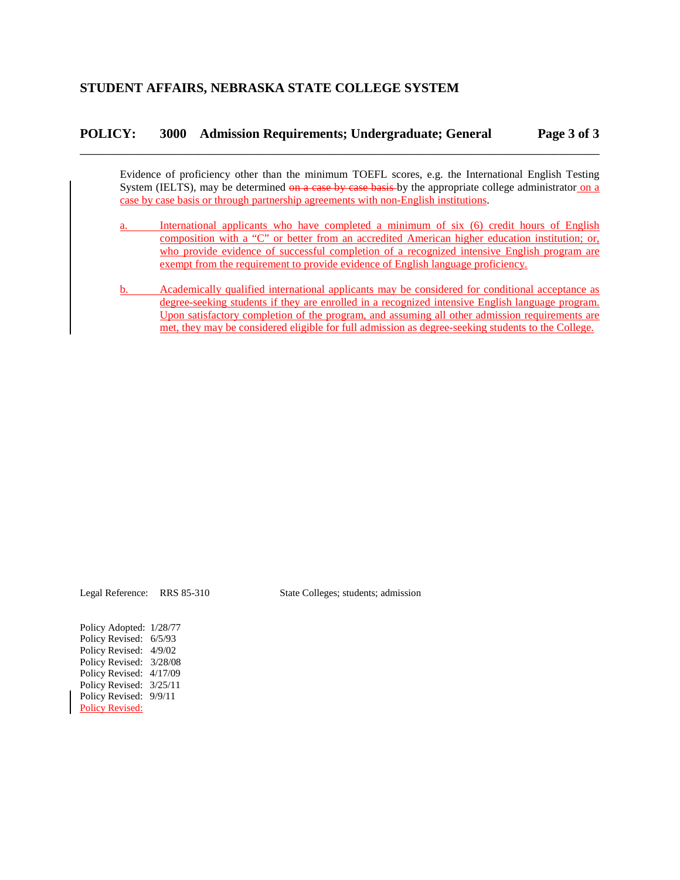Evidence of proficiency other than the minimum TOEFL scores, e.g. the International English Testing System (IELTS), may be determined ~~on a case by case basis~~ by the appropriate college administrator on a case by case basis or through partnership agreements with non-English institutions.

a. International applicants who have completed a minimum of six (6) credit hours of English composition with a "C" or better from an accredited American higher education institution; or, who provide evidence of successful completion of a recognized intensive English program are exempt from the requirement to provide evidence of English language proficiency.

b. Academically qualified international applicants may be considered for conditional acceptance as degree-seeking students if they are enrolled in a recognized intensive English language program. Upon satisfactory completion of the program, and assuming all other admission requirements are met, they may be considered eligible for full admission as degree-seeking students to the College.

Legal Reference: RRS 85-310 State Colleges; students; admission

Policy Adopted: 1/28/77
Policy Revised: 6/5/93
Policy Revised: 4/9/02
Policy Revised: 3/28/08
Policy Revised: 4/17/09
Policy Revised: 3/25/11
Policy Revised: 9/9/11
Policy Revised: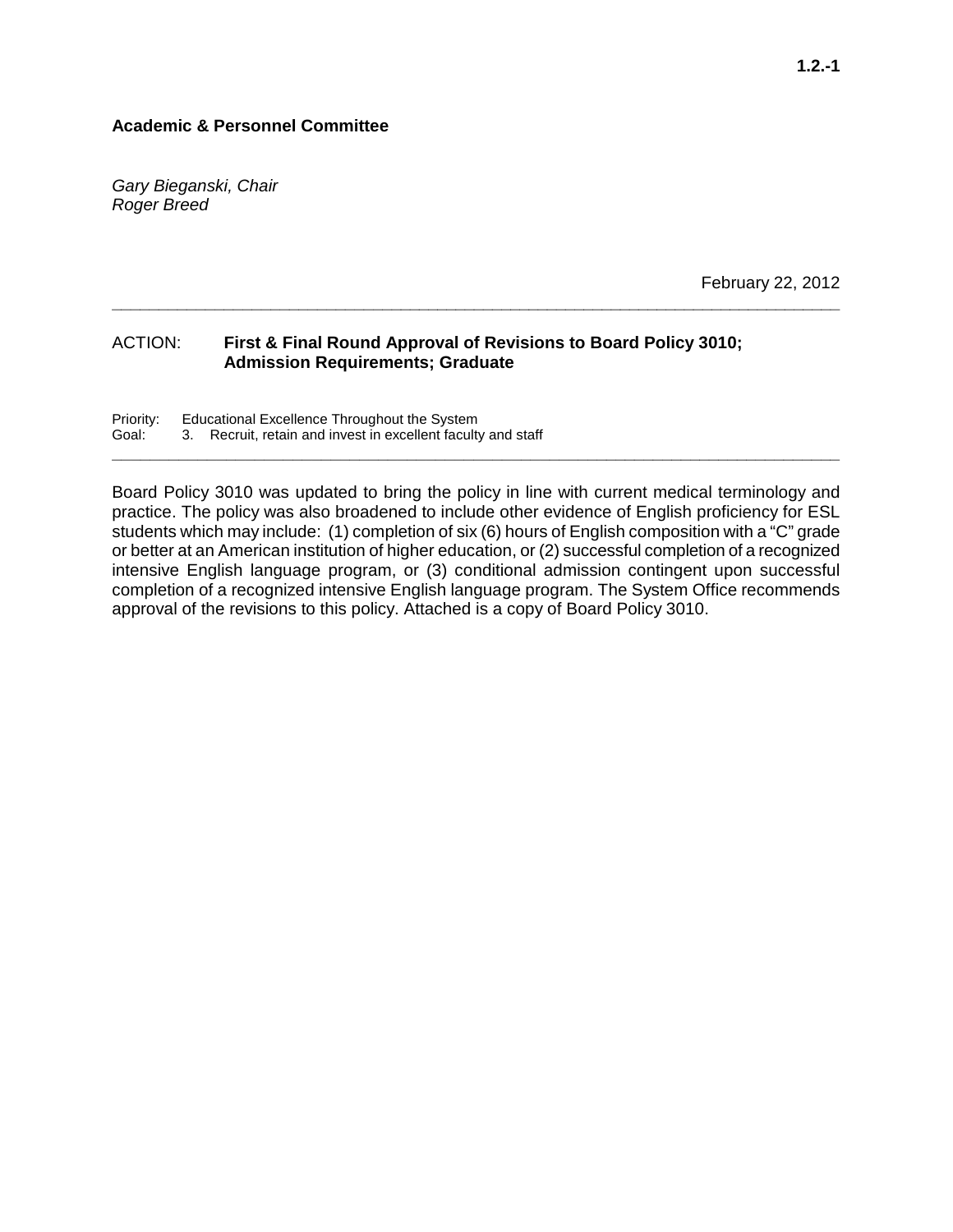**Academic & Personnel Committee**

*Gary Bieganski, Chair*
*Roger Breed*

February 22, 2012

---

ACTION: **First & Final Round Approval of Revisions to Board Policy 3010; Admission Requirements; Graduate**

Priority: Educational Excellence Throughout the System
Goal: 3. Recruit, retain and invest in excellent faculty and staff

---

Board Policy 3010 was updated to bring the policy in line with current medical terminology and practice. The policy was also broadened to include other evidence of English proficiency for ESL students which may include: (1) completion of six (6) hours of English composition with a "C" grade or better at an American institution of higher education, or (2) successful completion of a recognized intensive English language program, or (3) conditional admission contingent upon successful completion of a recognized intensive English language program. The System Office recommends approval of the revisions to this policy. Attached is a copy of Board Policy 3010.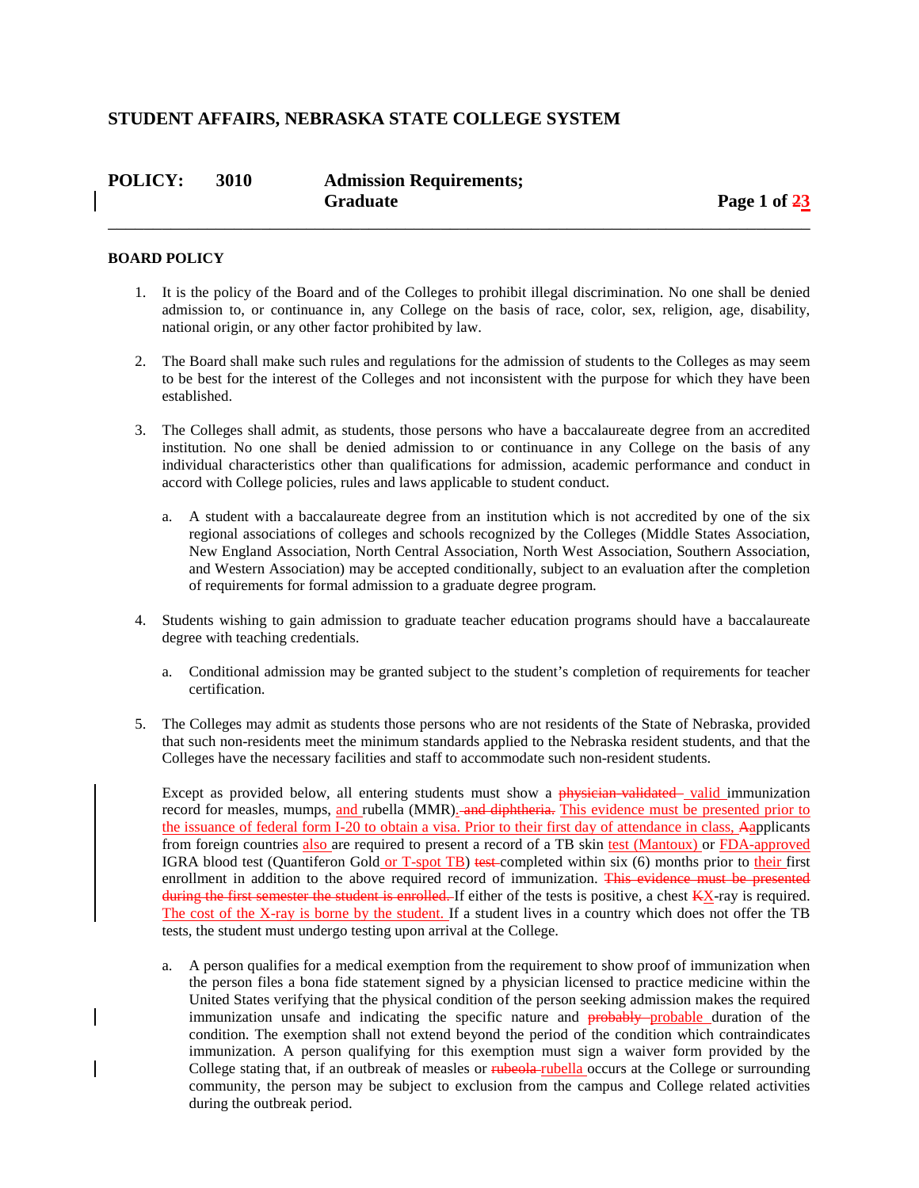# STUDENT AFFAIRS, NEBRASKA STATE COLLEGE SYSTEM

## POLICY: 3010 Admission Requirements; Graduate

### BOARD POLICY

1. It is the policy of the Board and of the Colleges to prohibit illegal discrimination. No one shall be denied admission to, or continuance in, any College on the basis of race, color, sex, religion, age, disability, national origin, or any other factor prohibited by law.

2. The Board shall make such rules and regulations for the admission of students to the Colleges as may seem to be best for the interest of the Colleges and not inconsistent with the purpose for which they have been established.

3. The Colleges shall admit, as students, those persons who have a baccalaureate degree from an accredited institution. No one shall be denied admission to or continuance in any College on the basis of any individual characteristics other than qualifications for admission, academic performance and conduct in accord with College policies, rules and laws applicable to student conduct.

   a. A student with a baccalaureate degree from an institution which is not accredited by one of the six regional associations of colleges and schools recognized by the Colleges (Middle States Association, New England Association, North Central Association, North West Association, Southern Association, and Western Association) may be accepted conditionally, subject to an evaluation after the completion of requirements for formal admission to a graduate degree program.

4. Students wishing to gain admission to graduate teacher education programs should have a baccalaureate degree with teaching credentials.

   a. Conditional admission may be granted subject to the student's completion of requirements for teacher certification.

5. The Colleges may admit as students those persons who are not residents of the State of Nebraska, provided that such non-residents meet the minimum standards applied to the Nebraska resident students, and that the Colleges have the necessary facilities and staff to accommodate such non-resident students.

   Except as provided below, all entering students must show a ~~physician validated~~ valid immunization record for measles, mumps, and rubella (MMR). ~~and diphtheria.~~ This evidence must be presented prior to the issuance of federal form I-20 to obtain a visa. Prior to their first day of attendance in class, ~~A~~applicants from foreign countries also are required to present a record of a TB skin test (Mantoux) or FDA-approved IGRA blood test (Quantiferon Gold or T-spot TB) ~~test~~ completed within six (6) months prior to their first enrollment in addition to the above required record of immunization. ~~This evidence must be presented during the first semester the student is enrolled.~~ If either of the tests is positive, a chest ~~K~~X-ray is required. The cost of the X-ray is borne by the student. If a student lives in a country which does not offer the TB tests, the student must undergo testing upon arrival at the College.

   a. A person qualifies for a medical exemption from the requirement to show proof of immunization when the person files a bona fide statement signed by a physician licensed to practice medicine within the United States verifying that the physical condition of the person seeking admission makes the required immunization unsafe and indicating the specific nature and ~~probably~~ probable duration of the condition. The exemption shall not extend beyond the period of the condition which contraindicates immunization. A person qualifying for this exemption must sign a waiver form provided by the College stating that, if an outbreak of measles or ~~rubeola~~ rubella occurs at the College or surrounding community, the person may be subject to exclusion from the campus and College related activities during the outbreak period.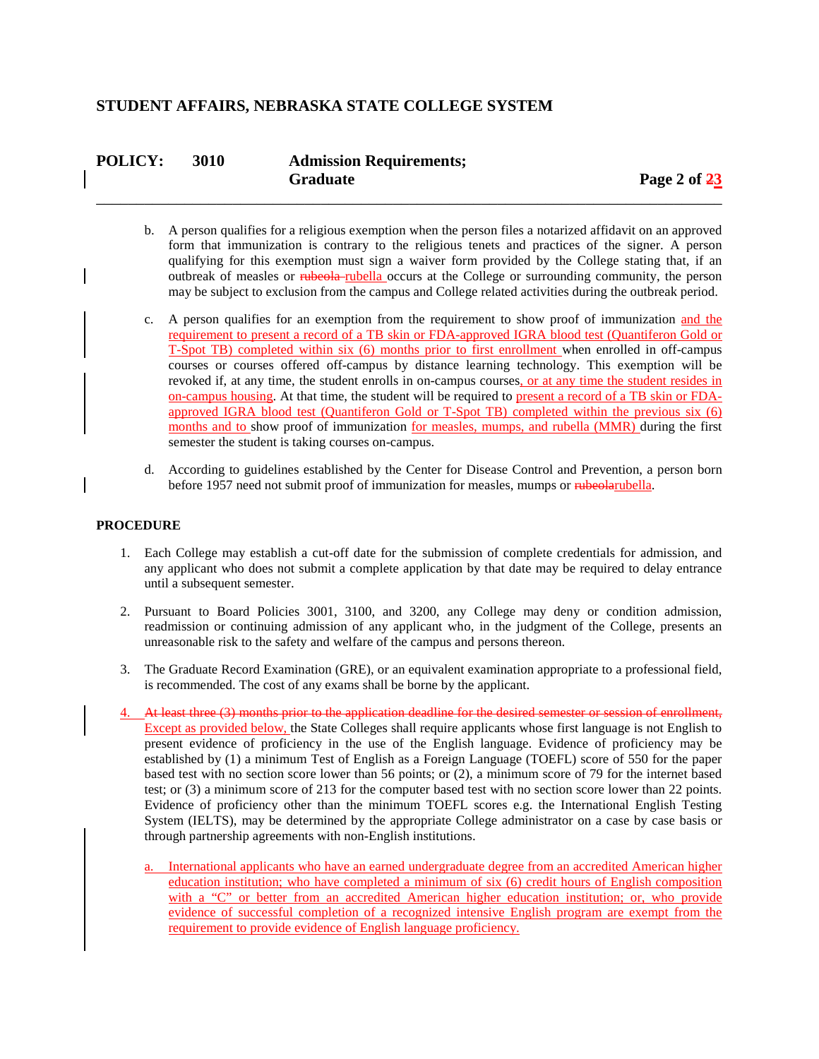b. A person qualifies for a religious exemption when the person files a notarized affidavit on an approved form that immunization is contrary to the religious tenets and practices of the signer. A person qualifying for this exemption must sign a waiver form provided by the College stating that, if an outbreak of measles or ~~rubeola~~ rubella occurs at the College or surrounding community, the person may be subject to exclusion from the campus and College related activities during the outbreak period.

c. A person qualifies for an exemption from the requirement to show proof of immunization and the requirement to present a record of a TB skin or FDA-approved IGRA blood test (Quantiferon Gold or T-Spot TB) completed within six (6) months prior to first enrollment when enrolled in off-campus courses or courses offered off-campus by distance learning technology. This exemption will be revoked if, at any time, the student enrolls in on-campus courses, or at any time the student resides in on-campus housing. At that time, the student will be required to present a record of a TB skin or FDA-approved IGRA blood test (Quantiferon Gold or T-Spot TB) completed within the previous six (6) months and to show proof of immunization for measles, mumps, and rubella (MMR) during the first semester the student is taking courses on-campus.

d. According to guidelines established by the Center for Disease Control and Prevention, a person born before 1957 need not submit proof of immunization for measles, mumps or ~~rubeola~~rubella.

**PROCEDURE**

1. Each College may establish a cut-off date for the submission of complete credentials for admission, and any applicant who does not submit a complete application by that date may be required to delay entrance until a subsequent semester.

2. Pursuant to Board Policies 3001, 3100, and 3200, any College may deny or condition admission, readmission or continuing admission of any applicant who, in the judgment of the College, presents an unreasonable risk to the safety and welfare of the campus and persons thereon.

3. The Graduate Record Examination (GRE), or an equivalent examination appropriate to a professional field, is recommended. The cost of any exams shall be borne by the applicant.

4. ~~At least three (3) months prior to the application deadline for the desired semester or session of enrollment,~~ Except as provided below, the State Colleges shall require applicants whose first language is not English to present evidence of proficiency in the use of the English language. Evidence of proficiency may be established by (1) a minimum Test of English as a Foreign Language (TOEFL) score of 550 for the paper based test with no section score lower than 56 points; or (2), a minimum score of 79 for the internet based test; or (3) a minimum score of 213 for the computer based test with no section score lower than 22 points. Evidence of proficiency other than the minimum TOEFL scores e.g. the International English Testing System (IELTS), may be determined by the appropriate College administrator on a case by case basis or through partnership agreements with non-English institutions.

   a. International applicants who have an earned undergraduate degree from an accredited American higher education institution; who have completed a minimum of six (6) credit hours of English composition with a "C" or better from an accredited American higher education institution; or, who provide evidence of successful completion of a recognized intensive English program are exempt from the requirement to provide evidence of English language proficiency.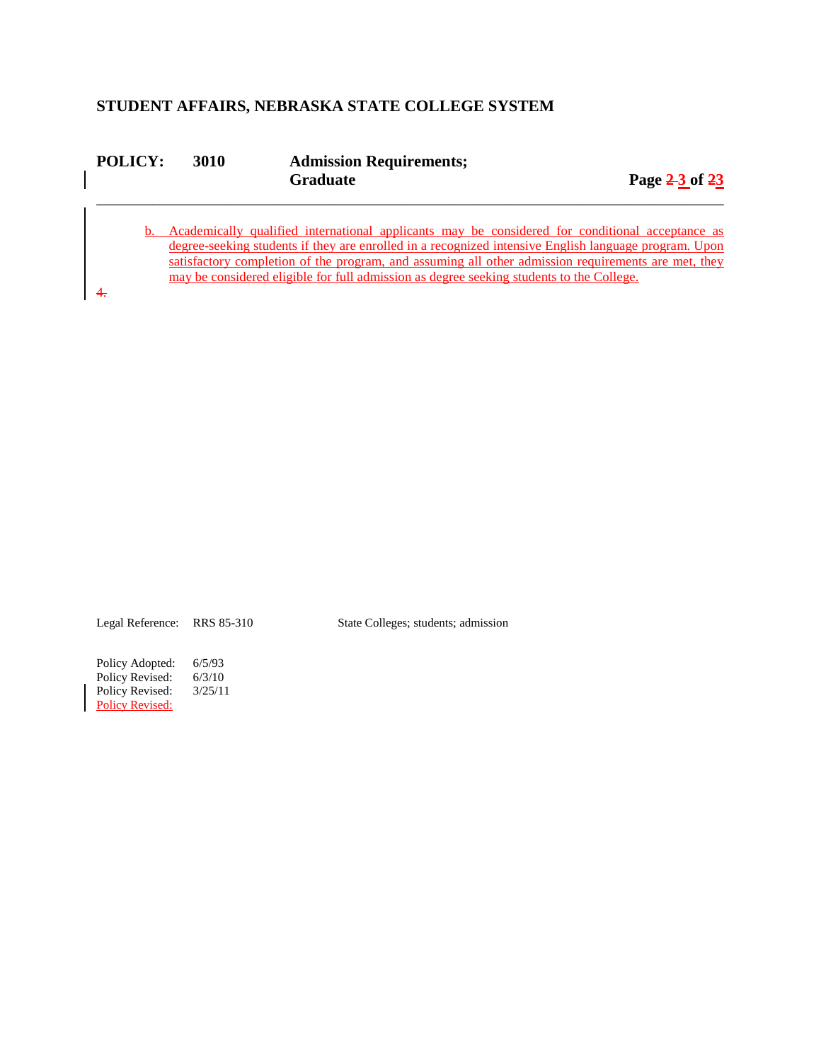**STUDENT AFFAIRS, NEBRASKA STATE COLLEGE SYSTEM**

**POLICY: 3010 Admission Requirements; Graduate**

b. Academically qualified international applicants may be considered for conditional acceptance as degree-seeking students if they are enrolled in a recognized intensive English language program. Upon satisfactory completion of the program, and assuming all other admission requirements are met, they may be considered eligible for full admission as degree seeking students to the College.

~~4.~~

Legal Reference: RRS 85-310 State Colleges; students; admission

Policy Adopted: 6/5/93
Policy Revised: 6/3/10
Policy Revised: 3/25/11
Policy Revised: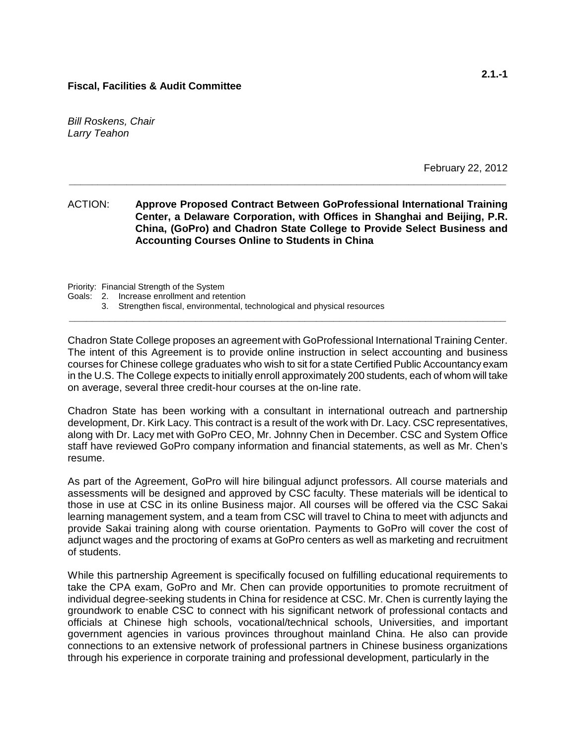**Fiscal, Facilities & Audit Committee**

*Bill Roskens, Chair*
*Larry Teahon*

February 22, 2012

---

ACTION: **Approve Proposed Contract Between GoProfessional International Training Center, a Delaware Corporation, with Offices in Shanghai and Beijing, P.R. China, (GoPro) and Chadron State College to Provide Select Business and Accounting Courses Online to Students in China**

Priority: Financial Strength of the System
Goals: 2. Increase enrollment and retention
3. Strengthen fiscal, environmental, technological and physical resources

---

Chadron State College proposes an agreement with GoProfessional International Training Center. The intent of this Agreement is to provide online instruction in select accounting and business courses for Chinese college graduates who wish to sit for a state Certified Public Accountancy exam in the U.S. The College expects to initially enroll approximately 200 students, each of whom will take on average, several three credit-hour courses at the on-line rate.

Chadron State has been working with a consultant in international outreach and partnership development, Dr. Kirk Lacy. This contract is a result of the work with Dr. Lacy. CSC representatives, along with Dr. Lacy met with GoPro CEO, Mr. Johnny Chen in December. CSC and System Office staff have reviewed GoPro company information and financial statements, as well as Mr. Chen's resume.

As part of the Agreement, GoPro will hire bilingual adjunct professors. All course materials and assessments will be designed and approved by CSC faculty. These materials will be identical to those in use at CSC in its online Business major. All courses will be offered via the CSC Sakai learning management system, and a team from CSC will travel to China to meet with adjuncts and provide Sakai training along with course orientation. Payments to GoPro will cover the cost of adjunct wages and the proctoring of exams at GoPro centers as well as marketing and recruitment of students.

While this partnership Agreement is specifically focused on fulfilling educational requirements to take the CPA exam, GoPro and Mr. Chen can provide opportunities to promote recruitment of individual degree-seeking students in China for residence at CSC. Mr. Chen is currently laying the groundwork to enable CSC to connect with his significant network of professional contacts and officials at Chinese high schools, vocational/technical schools, Universities, and important government agencies in various provinces throughout mainland China. He also can provide connections to an extensive network of professional partners in Chinese business organizations through his experience in corporate training and professional development, particularly in the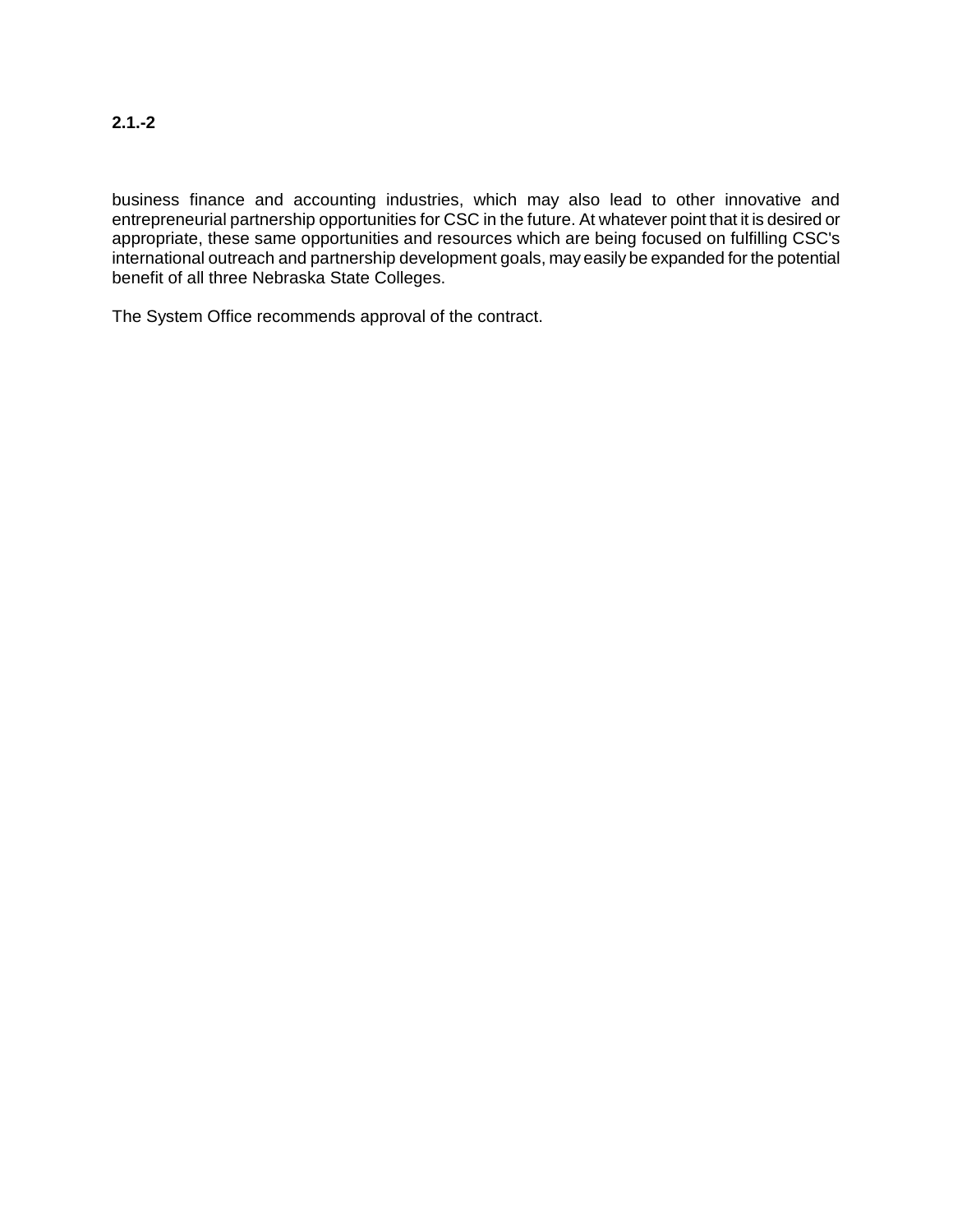business finance and accounting industries, which may also lead to other innovative and entrepreneurial partnership opportunities for CSC in the future. At whatever point that it is desired or appropriate, these same opportunities and resources which are being focused on fulfilling CSC's international outreach and partnership development goals, may easily be expanded for the potential benefit of all three Nebraska State Colleges.

The System Office recommends approval of the contract.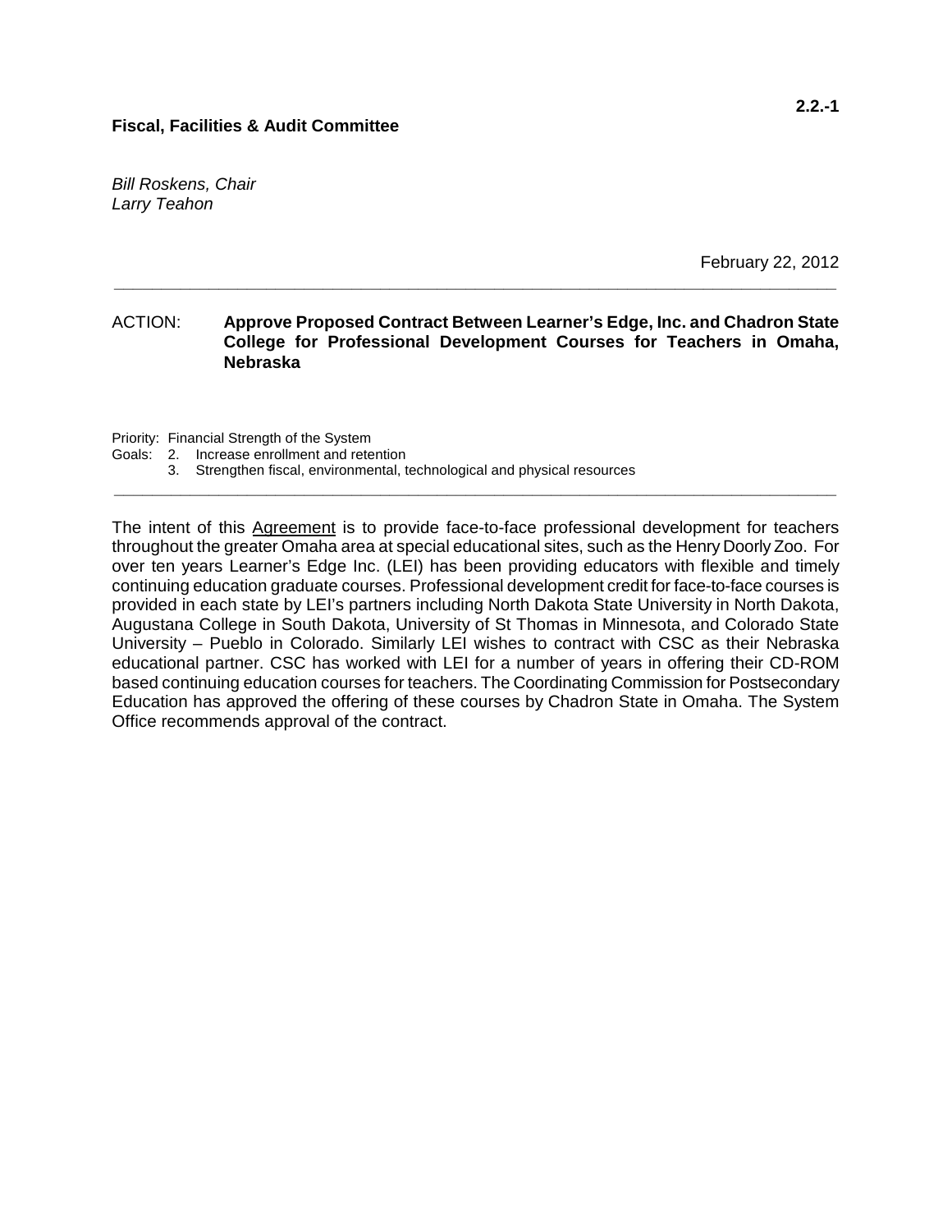2.2.-1

**Fiscal, Facilities & Audit Committee**

*Bill Roskens, Chair*
*Larry Teahon*

February 22, 2012

---

ACTION: **Approve Proposed Contract Between Learner's Edge, Inc. and Chadron State College for Professional Development Courses for Teachers in Omaha, Nebraska**

Priority: Financial Strength of the System
Goals: 2. Increase enrollment and retention
3. Strengthen fiscal, environmental, technological and physical resources

---

The intent of this Agreement is to provide face-to-face professional development for teachers throughout the greater Omaha area at special educational sites, such as the Henry Doorly Zoo. For over ten years Learner's Edge Inc. (LEI) has been providing educators with flexible and timely continuing education graduate courses. Professional development credit for face-to-face courses is provided in each state by LEI's partners including North Dakota State University in North Dakota, Augustana College in South Dakota, University of St Thomas in Minnesota, and Colorado State University – Pueblo in Colorado. Similarly LEI wishes to contract with CSC as their Nebraska educational partner. CSC has worked with LEI for a number of years in offering their CD-ROM based continuing education courses for teachers. The Coordinating Commission for Postsecondary Education has approved the offering of these courses by Chadron State in Omaha. The System Office recommends approval of the contract.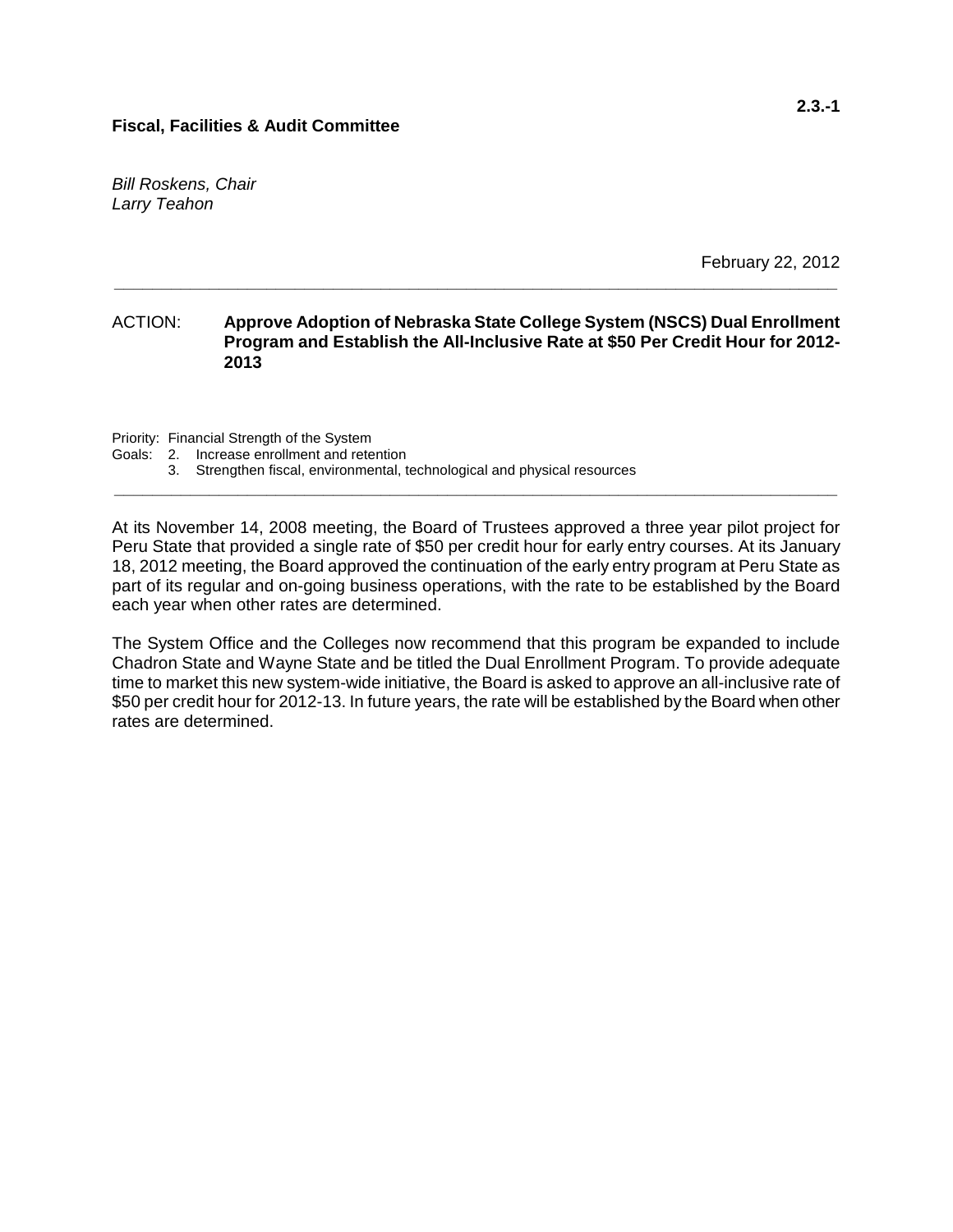**2.3.-1**

**Fiscal, Facilities & Audit Committee**

*Bill Roskens, Chair*
*Larry Teahon*

February 22, 2012

---

ACTION: **Approve Adoption of Nebraska State College System (NSCS) Dual Enrollment Program and Establish the All-Inclusive Rate at $50 Per Credit Hour for 2012-2013**

Priority: Financial Strength of the System
Goals: 2. Increase enrollment and retention
3. Strengthen fiscal, environmental, technological and physical resources

---

At its November 14, 2008 meeting, the Board of Trustees approved a three year pilot project for Peru State that provided a single rate of $50 per credit hour for early entry courses. At its January 18, 2012 meeting, the Board approved the continuation of the early entry program at Peru State as part of its regular and on-going business operations, with the rate to be established by the Board each year when other rates are determined.

The System Office and the Colleges now recommend that this program be expanded to include Chadron State and Wayne State and be titled the Dual Enrollment Program. To provide adequate time to market this new system-wide initiative, the Board is asked to approve an all-inclusive rate of $50 per credit hour for 2012-13. In future years, the rate will be established by the Board when other rates are determined.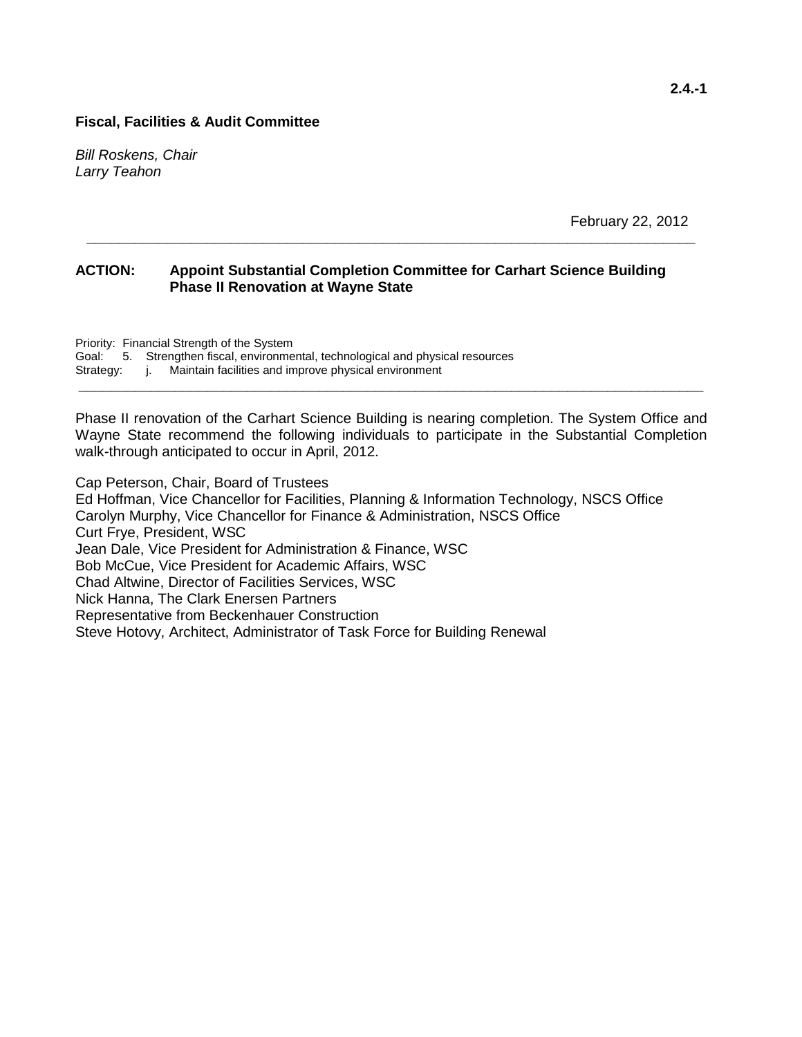2.4.-1

**Fiscal, Facilities & Audit Committee**

*Bill Roskens, Chair*
*Larry Teahon*

February 22, 2012

---

**ACTION: Appoint Substantial Completion Committee for Carhart Science Building Phase II Renovation at Wayne State**

Priority: Financial Strength of the System
Goal: 5. Strengthen fiscal, environmental, technological and physical resources
Strategy: j. Maintain facilities and improve physical environment

---

Phase II renovation of the Carhart Science Building is nearing completion. The System Office and Wayne State recommend the following individuals to participate in the Substantial Completion walk-through anticipated to occur in April, 2012.

Cap Peterson, Chair, Board of Trustees
Ed Hoffman, Vice Chancellor for Facilities, Planning & Information Technology, NSCS Office
Carolyn Murphy, Vice Chancellor for Finance & Administration, NSCS Office
Curt Frye, President, WSC
Jean Dale, Vice President for Administration & Finance, WSC
Bob McCue, Vice President for Academic Affairs, WSC
Chad Altwine, Director of Facilities Services, WSC
Nick Hanna, The Clark Enersen Partners
Representative from Beckenhauer Construction
Steve Hotovy, Architect, Administrator of Task Force for Building Renewal